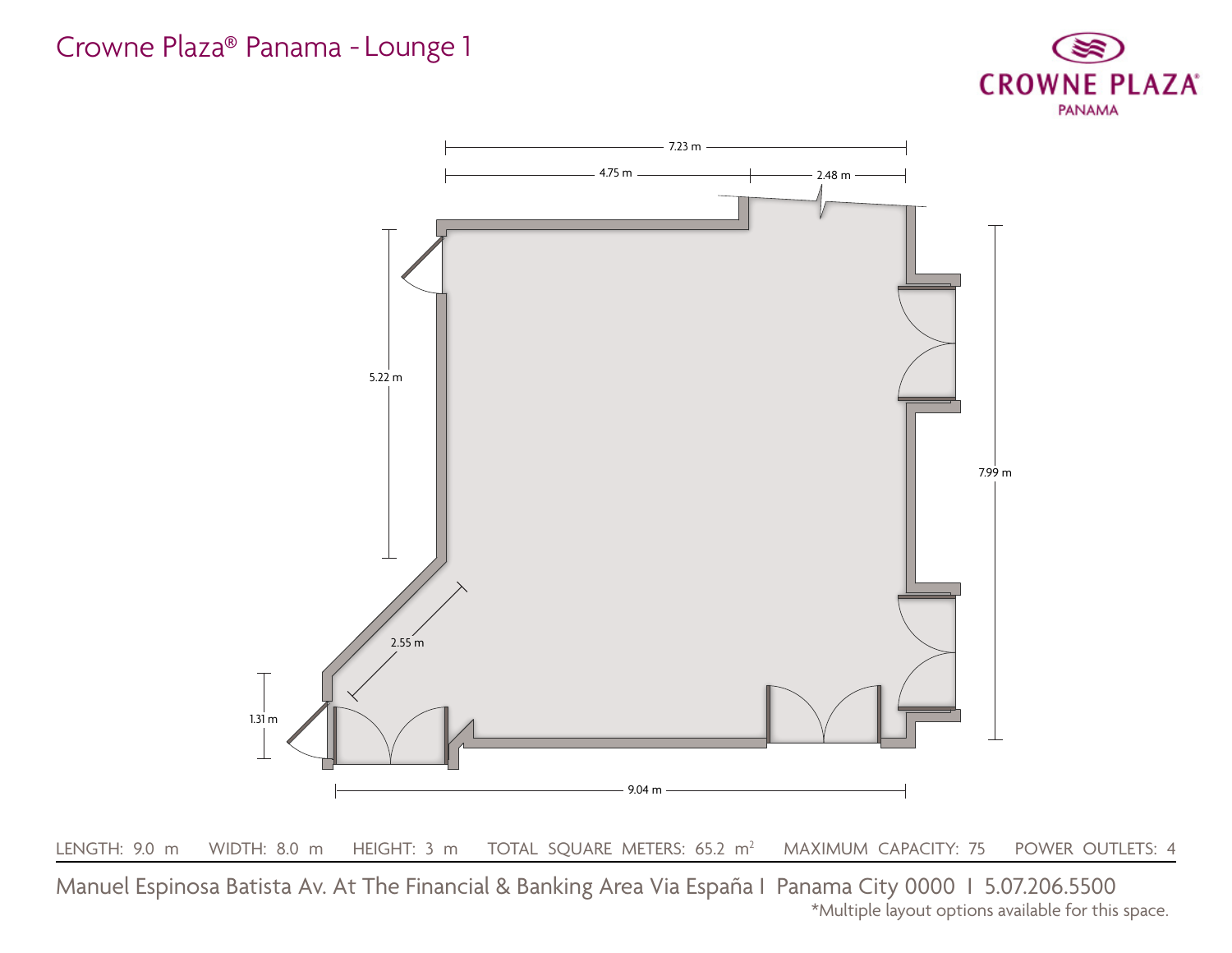# Crowne Plaza® Panama - Lounge 1

CROWNE PLAZA®
PANAMA

7.23 m

4.75 m

2.48 m

5.22 m

7.99 m

2.55 m

1.31 m

9.04 m

LENGTH: 9.0 m WIDTH: 8.0 m HEIGHT: 3 m TOTAL SQUARE METERS: 65.2 $m^2$ MAXIMUM CAPACITY: 75 POWER OUTLETS: 4

Manuel Espinosa Batista Av. At The Financial & Banking Area Via España I Panama City 0000 I 5.07.206.5500

*Multiple layout options available for this space.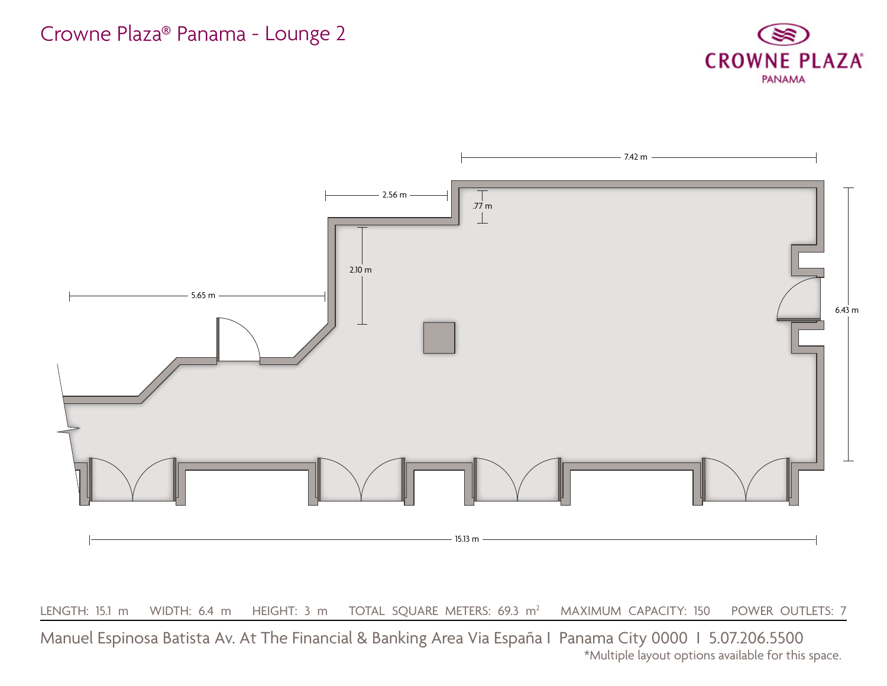# Crowne Plaza® Panama - Lounge 2

CROWNE PLAZA®
PANAMA

7.42 m

2.56 m

.77 m

2.10 m

5.65 m

6.43 m

15.13 m

LENGTH: 15.1 m WIDTH: 6.4 m HEIGHT: 3 m TOTAL SQUARE METERS: 69.3 $m^2$ MAXIMUM CAPACITY: 150 POWER OUTLETS: 7

Manuel Espinosa Batista Av. At The Financial & Banking Area Via España I Panama City 0000 I 5.07.206.5500

*Multiple layout options available for this space.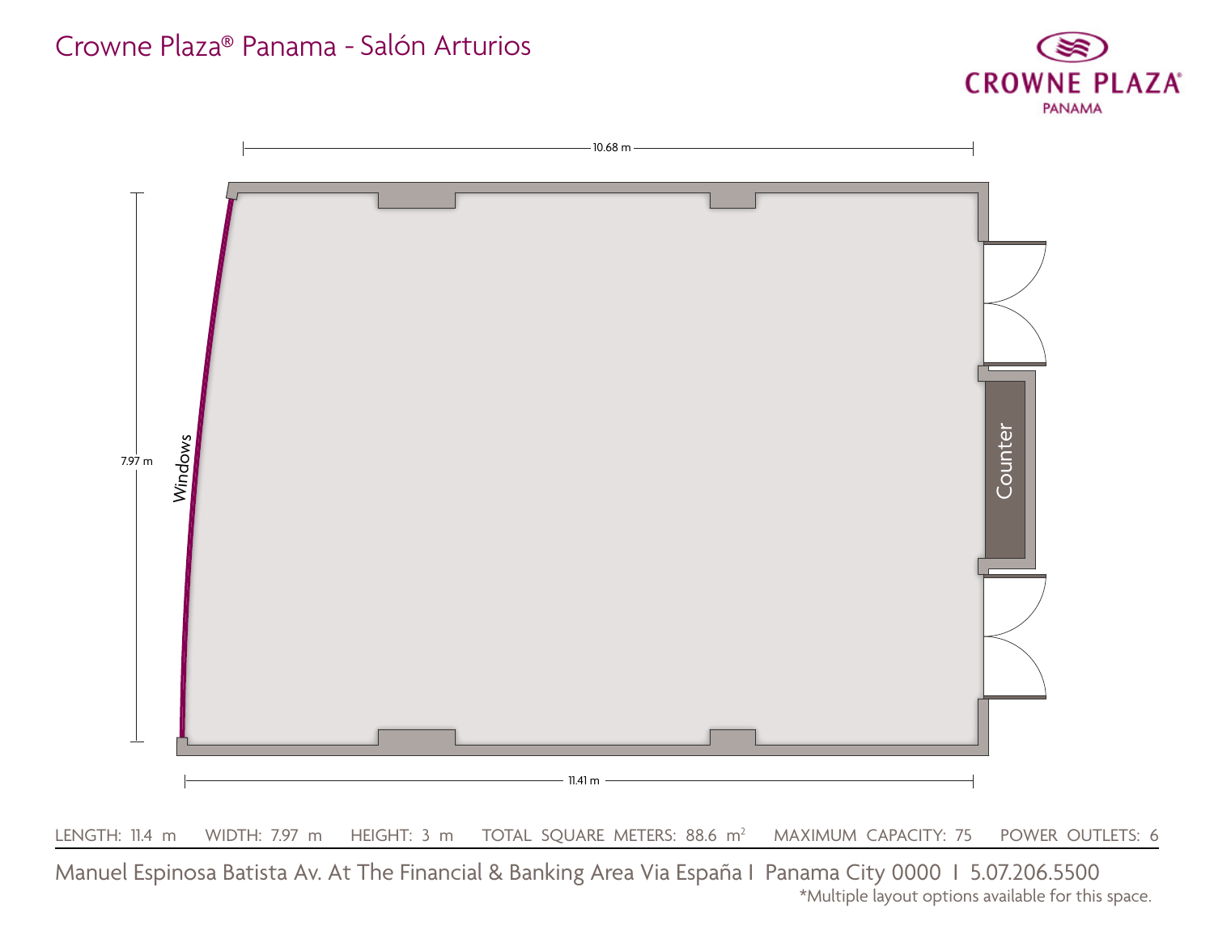# Crowne Plaza® Panama - Salón Arturios

CROWNE PLAZA® PANAMA

10.68 m

7.97 m

Windows

Counter

11.41 m

LENGTH: 11.4 m WIDTH: 7.97 m HEIGHT: 3 m TOTAL SQUARE METERS: 88.6 $m^2$ MAXIMUM CAPACITY: 75 POWER OUTLETS: 6

Manuel Espinosa Batista Av. At The Financial & Banking Area Via España I Panama City 0000 I 5.07.206.5500

*Multiple layout options available for this space.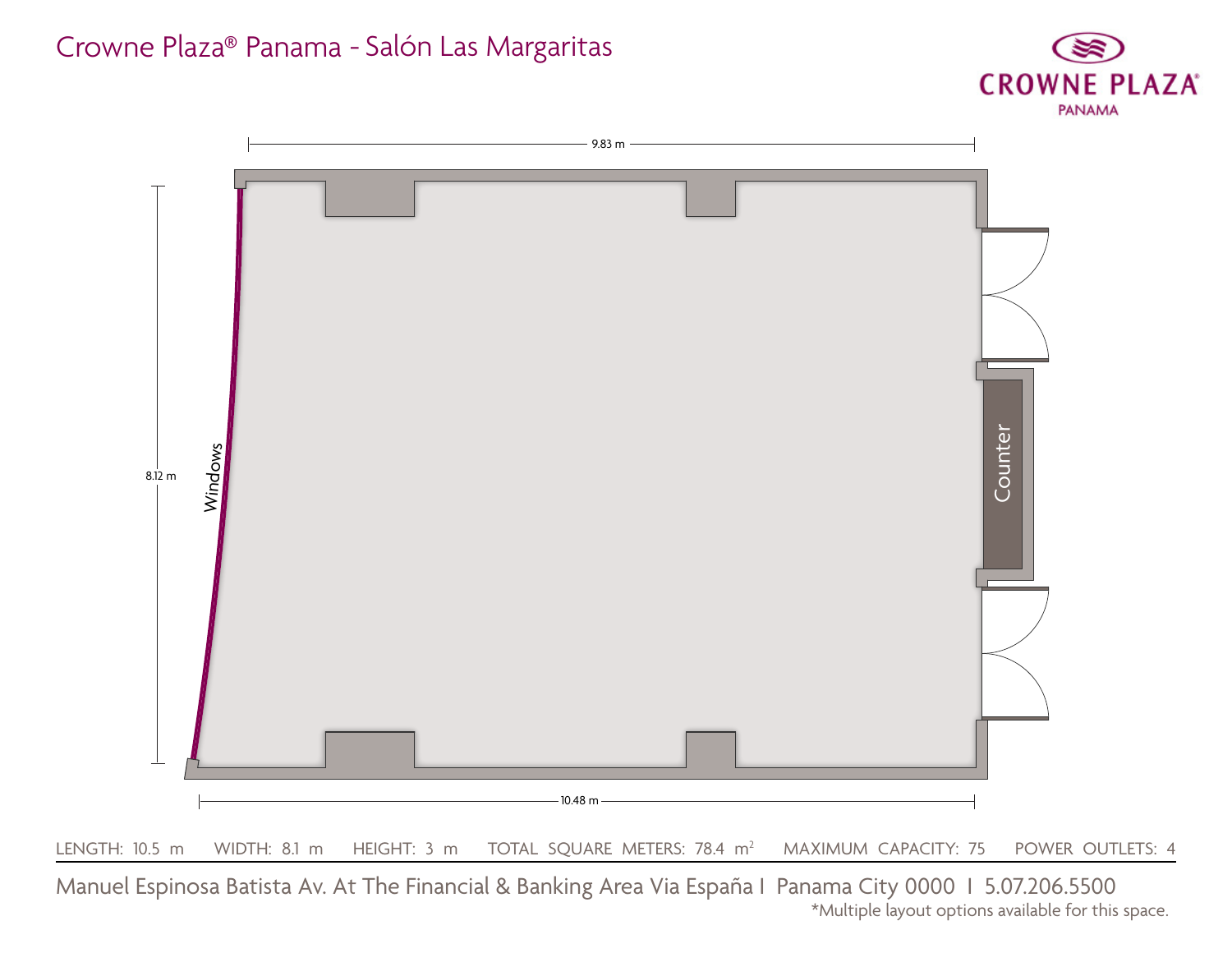# Crowne Plaza® Panama - Salón Las Margaritas

CROWNE PLAZA®
PANAMA

9.83 m

8.12 m

Windows

Counter

10.48 m

LENGTH: 10.5 m HEIGHT: 3 m WIDTH: 8.1 m TOTAL SQUARE METERS: 78.4 $m^2$ MAXIMUM CAPACITY: 75 POWER OUTLETS: 4

Manuel Espinosa Batista Av. At The Financial & Banking Area Via España I Panama City 0000 I 5.07.206.5500

*Multiple layout options available for this space.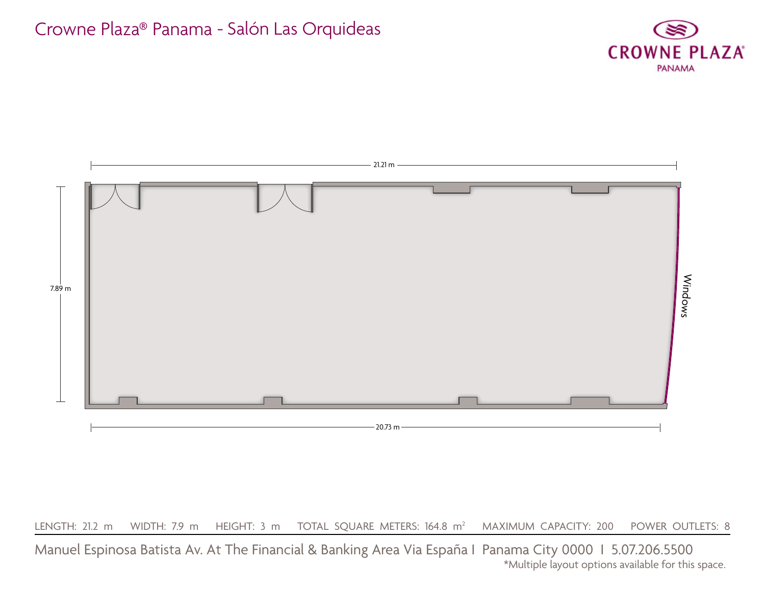# Crowne Plaza® Panama - Salón Las Orquideas

CROWNE PLAZA® PANAMA

21.21 m

7.89 m

Windows

20.73 m

LENGTH: 21.2 m WIDTH: 7.9 m HEIGHT: 3 m TOTAL SQUARE METERS: 164.8 m$^2$ MAXIMUM CAPACITY: 200 POWER OUTLETS: 8

Manuel Espinosa Batista Av. At The Financial & Banking Area Via España I Panama City 0000 I 5.07.206.5500

*Multiple layout options available for this space.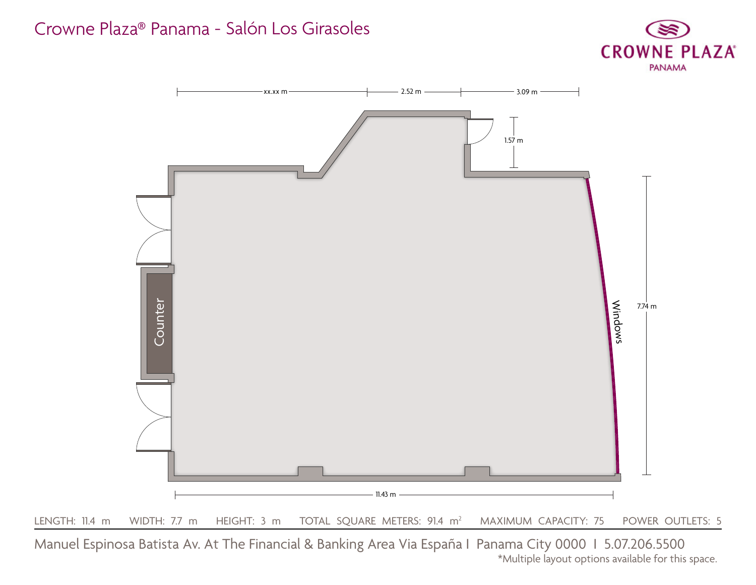# Crowne Plaza® Panama - Salón Los Girasoles

CROWNE PLAZA®
PANAMA

xx.xx m
2.52 m
3.09 m
1.57 m
7.74 m
Windows
Counter
11.43 m

LENGTH: 11.4 m WIDTH: 7.7 m HEIGHT: 3 m TOTAL SQUARE METERS: 91.4 $m^2$ MAXIMUM CAPACITY: 75 POWER OUTLETS: 5

Manuel Espinosa Batista Av. At The Financial & Banking Area Via España I Panama City 0000 I 5.07.206.5500

*Multiple layout options available for this space.